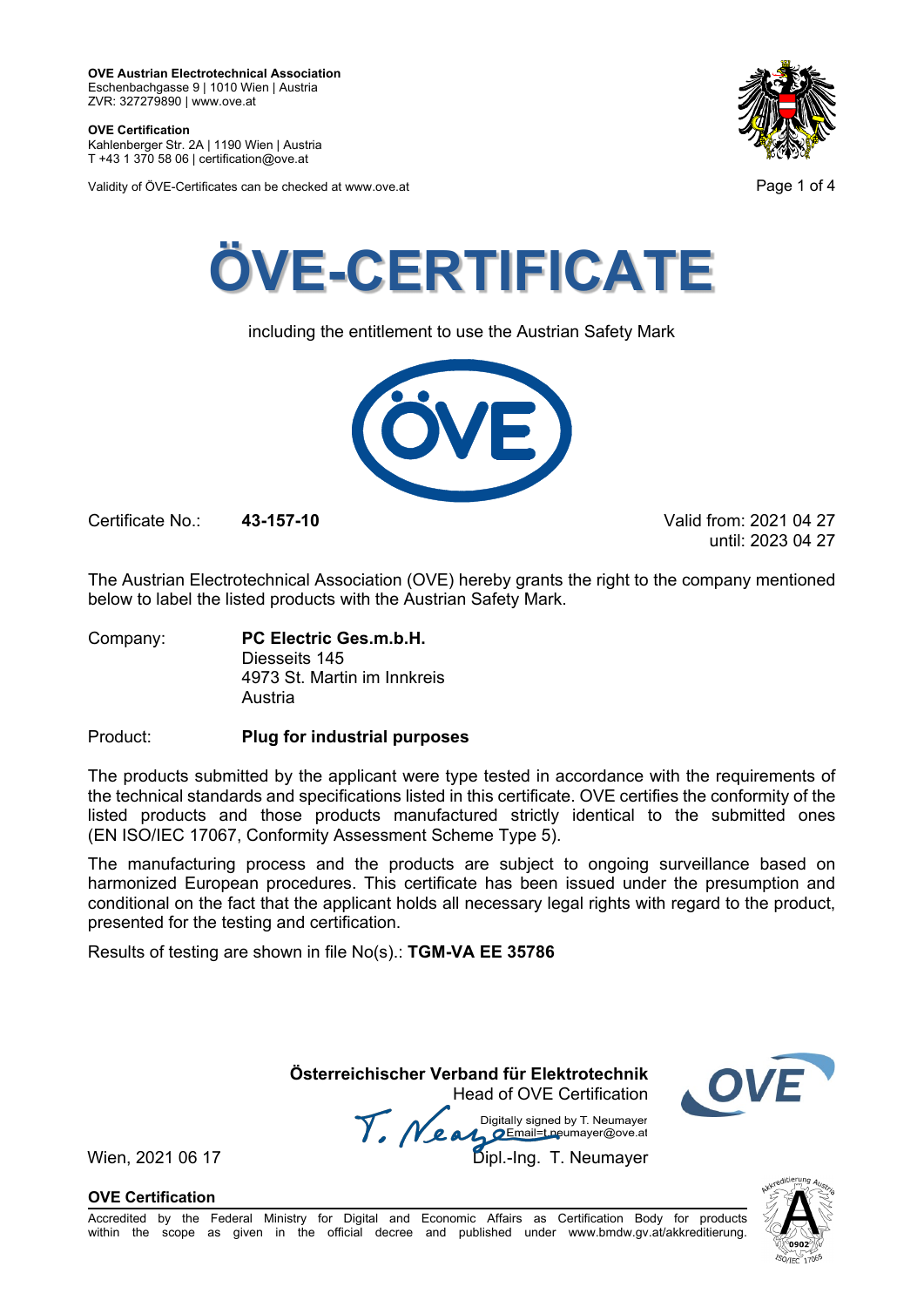**OVE Austrian Electrotechnical Association**
Eschenbachgasse 9 | 1010 Wien | Austria
ZVR: 327279890 | www.ove.at

**OVE Certification**
Kahlenberger Str. 2A | 1190 Wien | Austria
T +43 1 370 58 06 | certification@ove.at

Validity of ÖVE-Certificates can be checked at www.ove.at

# ÖVE-CERTIFICATE

including the entitlement to use the Austrian Safety Mark

Certificate No.: **43-157-10**

Valid from: 2021 04 27
until: 2023 04 27

The Austrian Electrotechnical Association (OVE) hereby grants the right to the company mentioned below to label the listed products with the Austrian Safety Mark.

Company: **PC Electric Ges.m.b.H.**
Diesseits 145
4973 St. Martin im Innkreis
Austria

Product: **Plug for industrial purposes**

The products submitted by the applicant were type tested in accordance with the requirements of the technical standards and specifications listed in this certificate. OVE certifies the conformity of the listed products and those products manufactured strictly identical to the submitted ones (EN ISO/IEC 17067, Conformity Assessment Scheme Type 5).

The manufacturing process and the products are subject to ongoing surveillance based on harmonized European procedures. This certificate has been issued under the presumption and conditional on the fact that the applicant holds all necessary legal rights with regard to the product, presented for the testing and certification.

Results of testing are shown in file No(s).: **TGM-VA EE 35786**

**Österreichischer Verband für Elektrotechnik**
Head of OVE Certification

Digitally signed by T. Neumayer
Email=t.neumayer@ove.at

Wien, 2021 06 17

Dipl.-Ing. T. Neumayer

**OVE Certification**

Accredited by the Federal Ministry for Digital and Economic Affairs as Certification Body for products within the scope as given in the official decree and published under www.bmdw.gv.at/akkreditierung.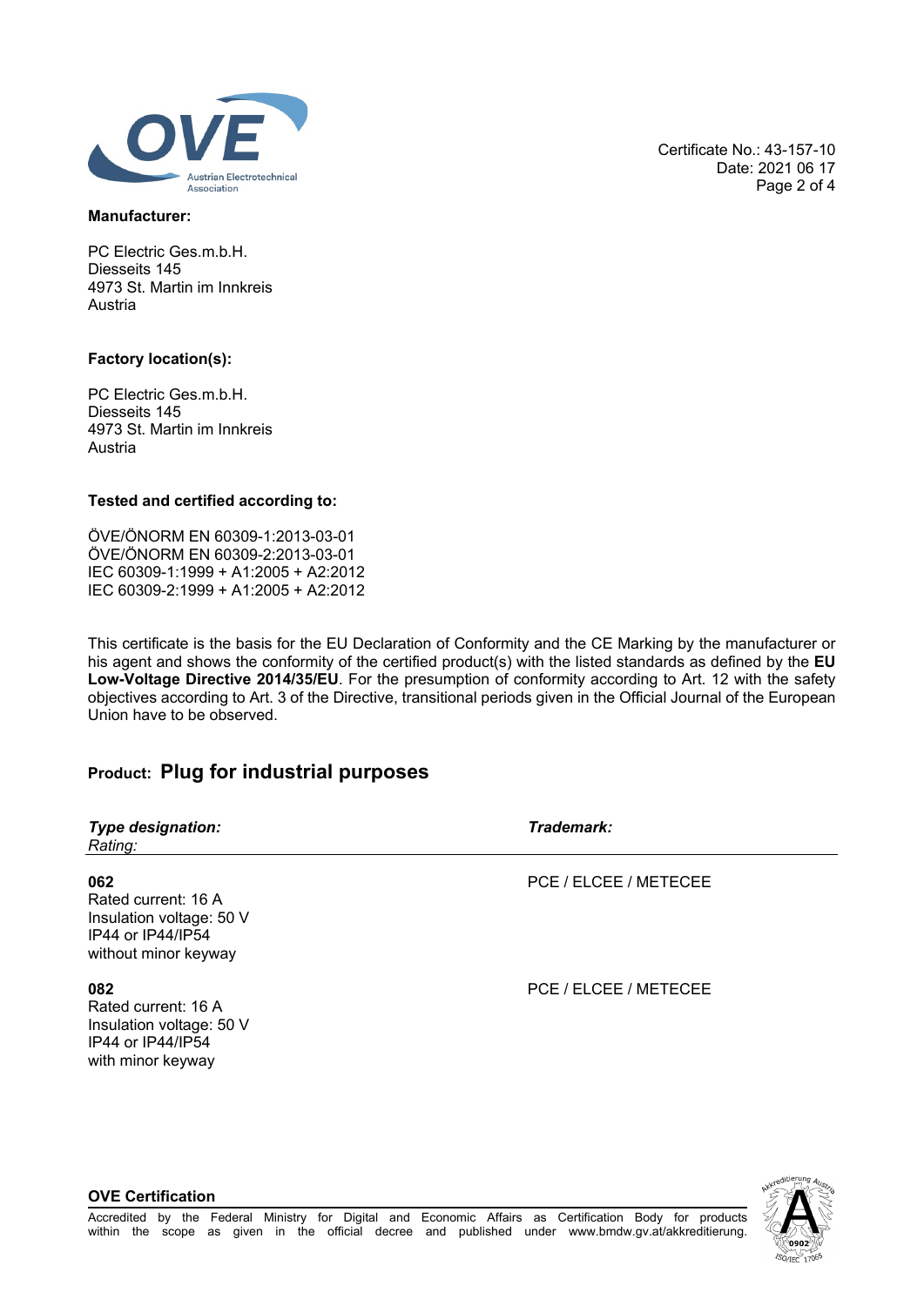Certificate No.: 43-157-10
Date: 2021 06 17

**Manufacturer:**

PC Electric Ges.m.b.H.
Diesseits 145
4973 St. Martin im Innkreis
Austria

**Factory location(s):**

PC Electric Ges.m.b.H.
Diesseits 145
4973 St. Martin im Innkreis
Austria

**Tested and certified according to:**

ÖVE/ÖNORM EN 60309-1:2013-03-01
ÖVE/ÖNORM EN 60309-2:2013-03-01
IEC 60309-1:1999 + A1:2005 + A2:2012
IEC 60309-2:1999 + A1:2005 + A2:2012

This certificate is the basis for the EU Declaration of Conformity and the CE Marking by the manufacturer or his agent and shows the conformity of the certified product(s) with the listed standards as defined by the **EU Low-Voltage Directive 2014/35/EU**. For the presumption of conformity according to Art. 12 with the safety objectives according to Art. 3 of the Directive, transitional periods given in the Official Journal of the European Union have to be observed.

## Product: Plug for industrial purposes

| ***Type designation:***<br>*Rating:* | ***Trademark:*** |
|---|---|
| **062**<br>Rated current: 16 A<br>Insulation voltage: 50 V<br>IP44 or IP44/IP54<br>without minor keyway | PCE / ELCEE / METECEE |
| **082**<br>Rated current: 16 A<br>Insulation voltage: 50 V<br>IP44 or IP44/IP54<br>with minor keyway | PCE / ELCEE / METECEE |

**OVE Certification**

Accredited by the Federal Ministry for Digital and Economic Affairs as Certification Body for products within the scope as given in the official decree and published under www.bmdw.gv.at/akkreditierung.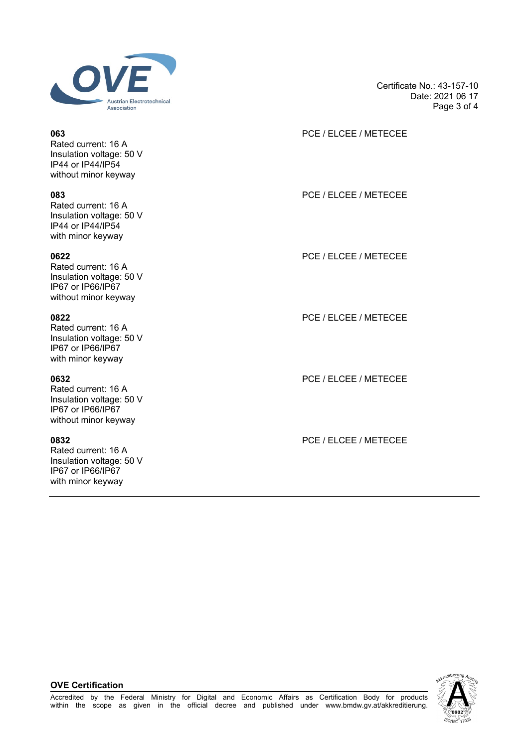Certificate No.: 43-157-10
Date: 2021 06 17

| Type | Certification |
|---|---|
| **063**<br>Rated current: 16 A<br>Insulation voltage: 50 V<br>IP44 or IP44/IP54<br>without minor keyway | PCE / ELCEE / METECEE |
| **083**<br>Rated current: 16 A<br>Insulation voltage: 50 V<br>IP44 or IP44/IP54<br>with minor keyway | PCE / ELCEE / METECEE |
| **0622**<br>Rated current: 16 A<br>Insulation voltage: 50 V<br>IP67 or IP66/IP67<br>without minor keyway | PCE / ELCEE / METECEE |
| **0822**<br>Rated current: 16 A<br>Insulation voltage: 50 V<br>IP67 or IP66/IP67<br>with minor keyway | PCE / ELCEE / METECEE |
| **0632**<br>Rated current: 16 A<br>Insulation voltage: 50 V<br>IP67 or IP66/IP67<br>without minor keyway | PCE / ELCEE / METECEE |
| **0832**<br>Rated current: 16 A<br>Insulation voltage: 50 V<br>IP67 or IP66/IP67<br>with minor keyway | PCE / ELCEE / METECEE |

**OVE Certification**

Accredited by the Federal Ministry for Digital and Economic Affairs as Certification Body for products within the scope as given in the official decree and published under www.bmdw.gv.at/akkreditierung.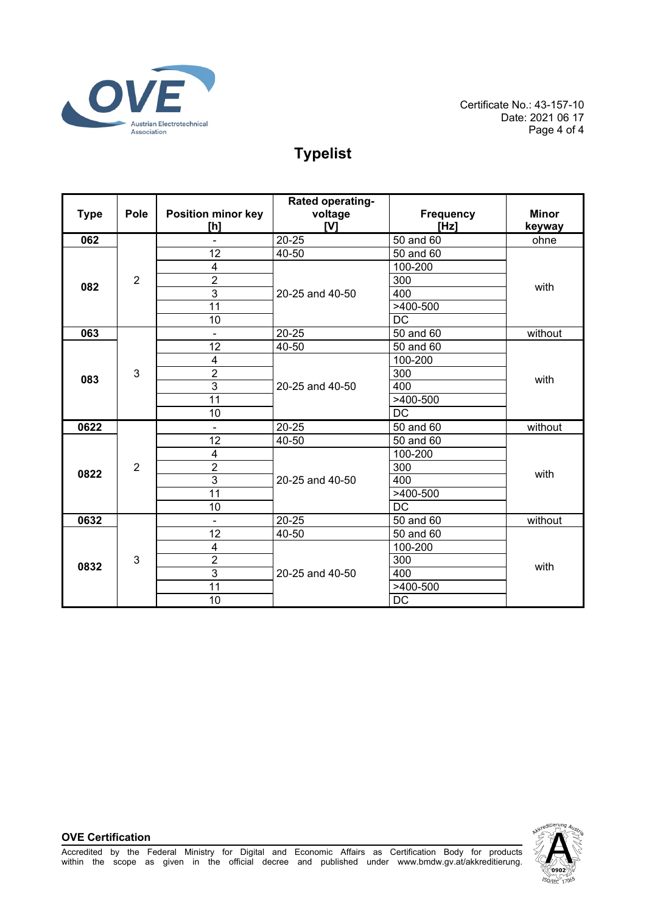OVE Austrian Electrotechnical Association

Certificate No.: 43-157-10
Date: 2021 06 17

# Typelist

| Type | Pole | Position minor key [h] | Rated operating-voltage [V] | Frequency [Hz] | Minor keyway |
|---|---|---|---|---|---|
| 062 | 2 | - | 20-25 | 50 and 60 | ohne |
| 082 | | 12 | 40-50 | 50 and 60 | with |
| | | 4 | 20-25 and 40-50 | 100-200 | |
| | | 2 | | 300 | |
| | | 3 | | 400 | |
| | | 11 | | >400-500 | |
| | | 10 | | DC | |
| 063 | 3 | - | 20-25 | 50 and 60 | without |
| 083 | | 12 | 40-50 | 50 and 60 | with |
| | | 4 | 20-25 and 40-50 | 100-200 | |
| | | 2 | | 300 | |
| | | 3 | | 400 | |
| | | 11 | | >400-500 | |
| | | 10 | | DC | |
| 0622 | 2 | - | 20-25 | 50 and 60 | without |
| 0822 | | 12 | 40-50 | 50 and 60 | with |
| | | 4 | 20-25 and 40-50 | 100-200 | |
| | | 2 | | 300 | |
| | | 3 | | 400 | |
| | | 11 | | >400-500 | |
| | | 10 | | DC | |
| 0632 | 3 | - | 20-25 | 50 and 60 | without |
| 0832 | | 12 | 40-50 | 50 and 60 | with |
| | | 4 | 20-25 and 40-50 | 100-200 | |
| | | 2 | | 300 | |
| | | 3 | | 400 | |
| | | 11 | | >400-500 | |
| | | 10 | | DC | |

**OVE Certification**

Accredited by the Federal Ministry for Digital and Economic Affairs as Certification Body for products within the scope as given in the official decree and published under www.bmdw.gv.at/akkreditierung.